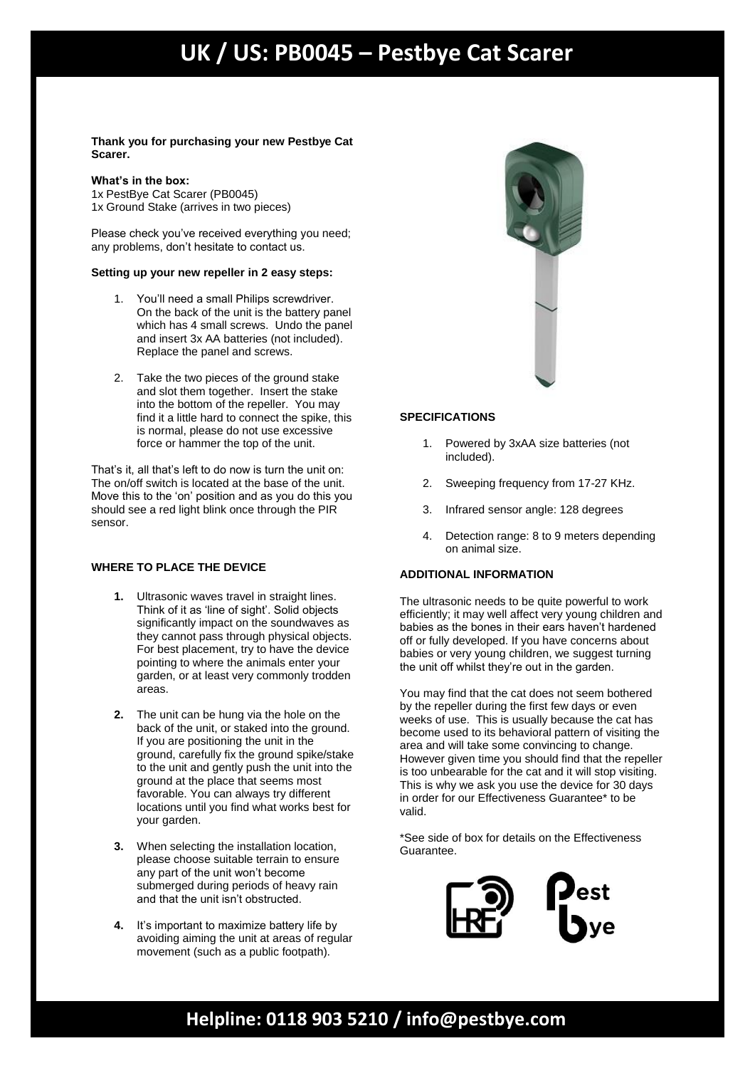# UK / US: PB0045 – Pestbye Cat Scarer

**Thank you for purchasing your new Pestbye Cat Scarer.**

**What's in the box:**
1x PestBye Cat Scarer (PB0045)
1x Ground Stake (arrives in two pieces)

Please check you've received everything you need; any problems, don't hesitate to contact us.

**Setting up your new repeller in 2 easy steps:**

1. You'll need a small Philips screwdriver. On the back of the unit is the battery panel which has 4 small screws. Undo the panel and insert 3x AA batteries (not included). Replace the panel and screws.
2. Take the two pieces of the ground stake and slot them together. Insert the stake into the bottom of the repeller. You may find it a little hard to connect the spike, this is normal, please do not use excessive force or hammer the top of the unit.

That's it, all that's left to do now is turn the unit on: The on/off switch is located at the base of the unit. Move this to the 'on' position and as you do this you should see a red light blink once through the PIR sensor.

### WHERE TO PLACE THE DEVICE

1. Ultrasonic waves travel in straight lines. Think of it as 'line of sight'. Solid objects significantly impact on the soundwaves as they cannot pass through physical objects. For best placement, try to have the device pointing to where the animals enter your garden, or at least very commonly trodden areas.
2. The unit can be hung via the hole on the back of the unit, or staked into the ground. If you are positioning the unit in the ground, carefully fix the ground spike/stake to the unit and gently push the unit into the ground at the place that seems most favorable. You can always try different locations until you find what works best for your garden.
3. When selecting the installation location, please choose suitable terrain to ensure any part of the unit won't become submerged during periods of heavy rain and that the unit isn't obstructed.
4. It's important to maximize battery life by avoiding aiming the unit at areas of regular movement (such as a public footpath).

### SPECIFICATIONS

1. Powered by 3xAA size batteries (not included).
2. Sweeping frequency from 17-27 KHz.
3. Infrared sensor angle: 128 degrees
4. Detection range: 8 to 9 meters depending on animal size.

### ADDITIONAL INFORMATION

The ultrasonic needs to be quite powerful to work efficiently; it may well affect very young children and babies as the bones in their ears haven't hardened off or fully developed. If you have concerns about babies or very young children, we suggest turning the unit off whilst they're out in the garden.

You may find that the cat does not seem bothered by the repeller during the first few days or even weeks of use. This is usually because the cat has become used to its behavioral pattern of visiting the area and will take some convincing to change. However given time you should find that the repeller is too unbearable for the cat and it will stop visiting. This is why we ask you use the device for 30 days in order for our Effectiveness Guarantee* to be valid.

*See side of box for details on the Effectiveness Guarantee.

**Helpline: 0118 903 5210 / info@pestbye.com**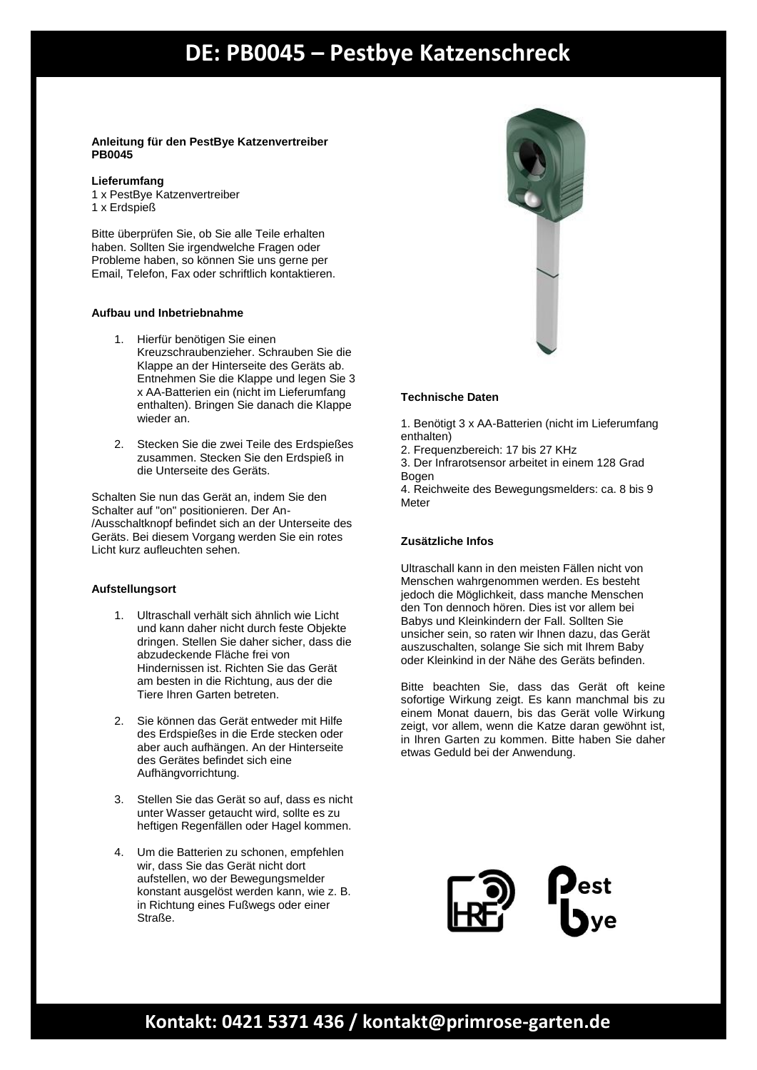# DE: PB0045 – Pestbye Katzenschreck

**Anleitung für den PestBye Katzenvertreiber PB0045**

**Lieferumfang**
1 x PestBye Katzenvertreiber
1 x Erdspieß

Bitte überprüfen Sie, ob Sie alle Teile erhalten haben. Sollten Sie irgendwelche Fragen oder Probleme haben, so können Sie uns gerne per Email, Telefon, Fax oder schriftlich kontaktieren.

**Aufbau und Inbetriebnahme**

1. Hierfür benötigen Sie einen Kreuzschraubenzieher. Schrauben Sie die Klappe an der Hinterseite des Geräts ab. Entnehmen Sie die Klappe und legen Sie 3 x AA-Batterien ein (nicht im Lieferumfang enthalten). Bringen Sie danach die Klappe wieder an.

2. Stecken Sie die zwei Teile des Erdspießes zusammen. Stecken Sie den Erdspieß in die Unterseite des Geräts.

Schalten Sie nun das Gerät an, indem Sie den Schalter auf "on" positionieren. Der An-/Ausschaltknopf befindet sich an der Unterseite des Geräts. Bei diesem Vorgang werden Sie ein rotes Licht kurz aufleuchten sehen.

**Aufstellungsort**

1. Ultraschall verhält sich ähnlich wie Licht und kann daher nicht durch feste Objekte dringen. Stellen Sie daher sicher, dass die abzudeckende Fläche frei von Hindernissen ist. Richten Sie das Gerät am besten in die Richtung, aus der die Tiere Ihren Garten betreten.

2. Sie können das Gerät entweder mit Hilfe des Erdspießes in die Erde stecken oder aber auch aufhängen. An der Hinterseite des Gerätes befindet sich eine Aufhängvorrichtung.

3. Stellen Sie das Gerät so auf, dass es nicht unter Wasser getaucht wird, sollte es zu heftigen Regenfällen oder Hagel kommen.

4. Um die Batterien zu schonen, empfehlen wir, dass Sie das Gerät nicht dort aufstellen, wo der Bewegungsmelder konstant ausgelöst werden kann, wie z. B. in Richtung eines Fußwegs oder einer Straße.

**Technische Daten**

1. Benötigt 3 x AA-Batterien (nicht im Lieferumfang enthalten)
2. Frequenzbereich: 17 bis 27 KHz
3. Der Infrarotsensor arbeitet in einem 128 Grad Bogen
4. Reichweite des Bewegungsmelders: ca. 8 bis 9 Meter

**Zusätzliche Infos**

Ultraschall kann in den meisten Fällen nicht von Menschen wahrgenommen werden. Es besteht jedoch die Möglichkeit, dass manche Menschen den Ton dennoch hören. Dies ist vor allem bei Babys und Kleinkindern der Fall. Sollten Sie unsicher sein, so raten wir Ihnen dazu, das Gerät auszuschalten, solange Sie sich mit Ihrem Baby oder Kleinkind in der Nähe des Geräts befinden.

Bitte beachten Sie, dass das Gerät oft keine sofortige Wirkung zeigt. Es kann manchmal bis zu einem Monat dauern, bis das Gerät volle Wirkung zeigt, vor allem, wenn die Katze daran gewöhnt ist, in Ihren Garten zu kommen. Bitte haben Sie daher etwas Geduld bei der Anwendung.

**Kontakt: 0421 5371 436 / kontakt@primrose-garten.de**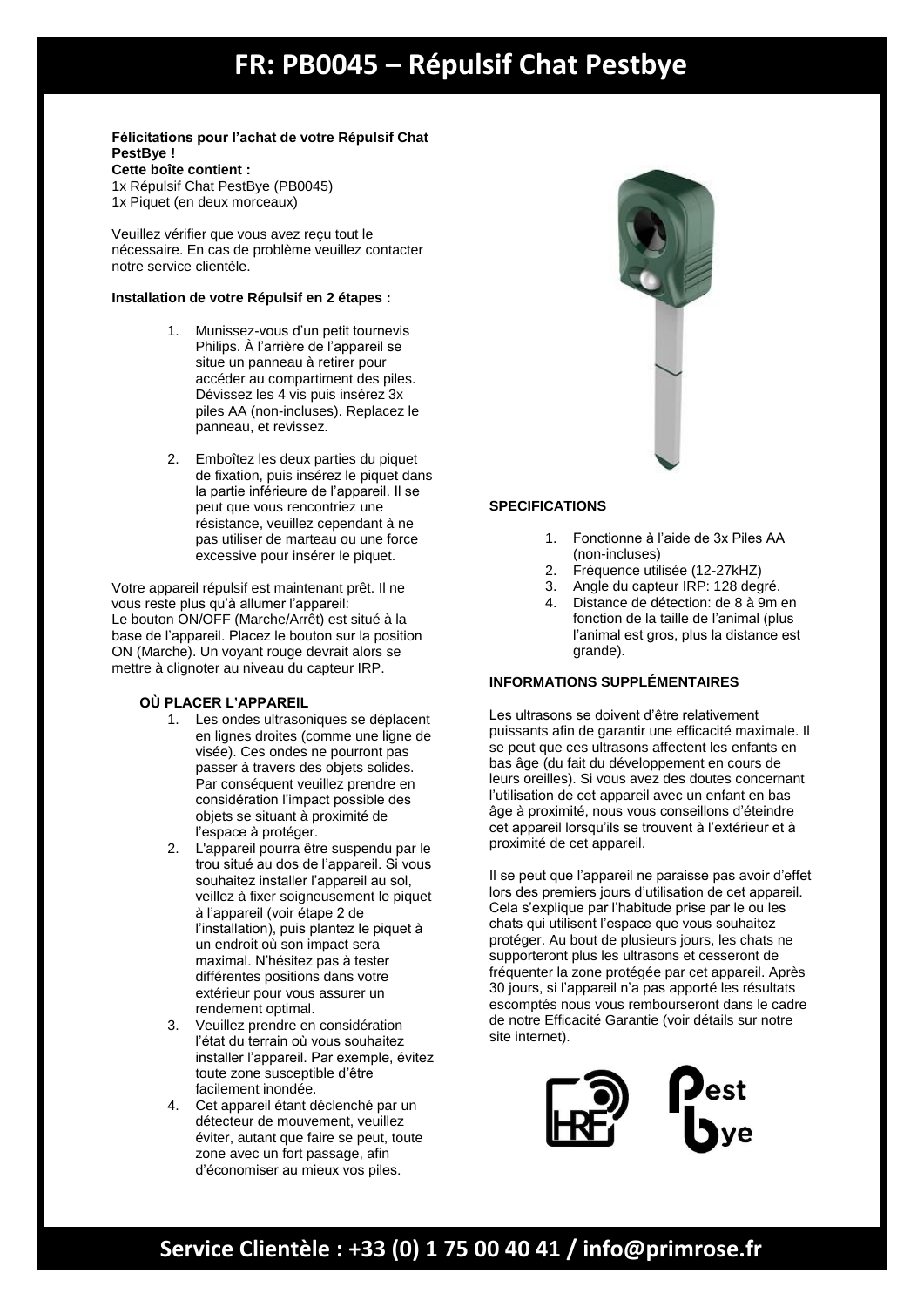// FR: PB0045 – Répulsif Chat Pestbye

# FR: PB0045 – Répulsif Chat Pestbye

**Félicitations pour l'achat de votre Répulsif Chat PestBye !**
**Cette boîte contient :**
1x Répulsif Chat PestBye (PB0045)
1x Piquet (en deux morceaux)

Veuillez vérifier que vous avez reçu tout le nécessaire. En cas de problème veuillez contacter notre service clientèle.

**Installation de votre Répulsif en 2 étapes :**

1. Munissez-vous d'un petit tournevis Philips. À l'arrière de l'appareil se situe un panneau à retirer pour accéder au compartiment des piles. Dévissez les 4 vis puis insérez 3x piles AA (non-incluses). Replacez le panneau, et revissez.

2. Emboîtez les deux parties du piquet de fixation, puis insérez le piquet dans la partie inférieure de l'appareil. Il se peut que vous rencontriez une résistance, veuillez cependant à ne pas utiliser de marteau ou une force excessive pour insérer le piquet.

Votre appareil répulsif est maintenant prêt. Il ne vous reste plus qu'à allumer l'appareil:
Le bouton ON/OFF (Marche/Arrêt) est situé à la base de l'appareil. Placez le bouton sur la position ON (Marche). Un voyant rouge devrait alors se mettre à clignoter au niveau du capteur IRP.

**OÙ PLACER L'APPAREIL**

1. Les ondes ultrasoniques se déplacent en lignes droites (comme une ligne de visée). Ces ondes ne pourront pas passer à travers des objets solides. Par conséquent veuillez prendre en considération l'impact possible des objets se situant à proximité de l'espace à protéger.
2. L'appareil pourra être suspendu par le trou situé au dos de l'appareil. Si vous souhaitez installer l'appareil au sol, veillez à fixer soigneusement le piquet à l'appareil (voir étape 2 de l'installation), puis plantez le piquet à un endroit où son impact sera maximal. N'hésitez pas à tester différentes positions dans votre extérieur pour vous assurer un rendement optimal.
3. Veuillez prendre en considération l'état du terrain où vous souhaitez installer l'appareil. Par exemple, évitez toute zone susceptible d'être facilement inondée.
4. Cet appareil étant déclenché par un détecteur de mouvement, veuillez éviter, autant que faire se peut, toute zone avec un fort passage, afin d'économiser au mieux vos piles.

**SPECIFICATIONS**

1. Fonctionne à l'aide de 3x Piles AA (non-incluses)
2. Fréquence utilisée (12-27kHZ)
3. Angle du capteur IRP: 128 degré.
4. Distance de détection: de 8 à 9m en fonction de la taille de l'animal (plus l'animal est gros, plus la distance est grande).

**INFORMATIONS SUPPLÉMENTAIRES**

Les ultrasons se doivent d'être relativement puissants afin de garantir une efficacité maximale. Il se peut que ces ultrasons affectent les enfants en bas âge (du fait du développement en cours de leurs oreilles). Si vous avez des doutes concernant l'utilisation de cet appareil avec un enfant en bas âge à proximité, nous vous conseillons d'éteindre cet appareil lorsqu'ils se trouvent à l'extérieur et à proximité de cet appareil.

Il se peut que l'appareil ne paraisse pas avoir d'effet lors des premiers jours d'utilisation de cet appareil. Cela s'explique par l'habitude prise par le ou les chats qui utilisent l'espace que vous souhaitez protéger. Au bout de plusieurs jours, les chats ne supporteront plus les ultrasons et cesseront de fréquenter la zone protégée par cet appareil. Après 30 jours, si l'appareil n'a pas apporté les résultats escomptés nous vous rembourseront dans le cadre de notre Efficacité Garantie (voir détails sur notre site internet).

**Service Clientèle : +33 (0) 1 75 00 40 41 / info@primrose.fr**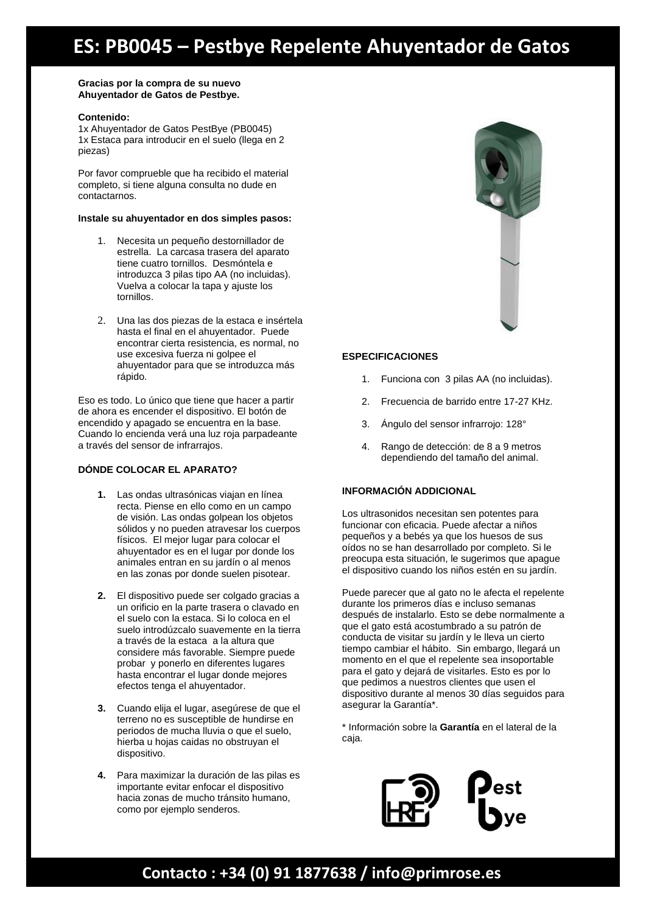# ES: PB0045 – Pestbye Repelente Ahuyentador de Gatos

**Gracias por la compra de su nuevo Ahuyentador de Gatos de Pestbye.**

**Contenido:**
1x Ahuyentador de Gatos PestBye (PB0045)
1x Estaca para introducir en el suelo (llega en 2 piezas)

Por favor comprueble que ha recibido el material completo, si tiene alguna consulta no dude en contactarnos.

**Instale su ahuyentador en dos simples pasos:**

1. Necesita un pequeño destornillador de estrella. La carcasa trasera del aparato tiene cuatro tornillos. Desmóntela e introduzca 3 pilas tipo AA (no incluidas). Vuelva a colocar la tapa y ajuste los tornillos.
2. Una las dos piezas de la estaca e insértela hasta el final en el ahuyentador. Puede encontrar cierta resistencia, es normal, no use excesiva fuerza ni golpee el ahuyentador para que se introduzca más rápido.

Eso es todo. Lo único que tiene que hacer a partir de ahora es encender el dispositivo. El botón de encendido y apagado se encuentra en la base. Cuando lo encienda verá una luz roja parpadeante a través del sensor de infrarrajos.

**DÓNDE COLOCAR EL APARATO?**

1. Las ondas ultrasónicas viajan en línea recta. Piense en ello como en un campo de visión. Las ondas golpean los objetos sólidos y no pueden atravesar los cuerpos físicos. El mejor lugar para colocar el ahuyentador es en el lugar por donde los animales entran en su jardín o al menos en las zonas por donde suelen pisotear.
2. El dispositivo puede ser colgado gracias a un orificio en la parte trasera o clavado en el suelo con la estaca. Si lo coloca en el suelo introdúzcalo suavemente en la tierra a través de la estaca a la altura que considere más favorable. Siempre puede probar y ponerlo en diferentes lugares hasta encontrar el lugar donde mejores efectos tenga el ahuyentador.
3. Cuando elija el lugar, asegúrese de que el terreno no es susceptible de hundirse en periodos de mucha lluvia o que el suelo, hierba u hojas caidas no obstruyan el dispositivo.
4. Para maximizar la duración de las pilas es importante evitar enfocar el dispositivo hacia zonas de mucho tránsito humano, como por ejemplo senderos.

**ESPECIFICACIONES**

1. Funciona con 3 pilas AA (no incluidas).
2. Frecuencia de barrido entre 17-27 KHz.
3. Ángulo del sensor infrarrojo: 128°
4. Rango de detección: de 8 a 9 metros dependiendo del tamaño del animal.

**INFORMACIÓN ADDICIONAL**

Los ultrasonidos necesitan sen potentes para funcionar con eficacia. Puede afectar a niños pequeños y a bebés ya que los huesos de sus oídos no se han desarrollado por completo. Si le preocupa esta situación, le sugerimos que apague el dispositivo cuando los niños estén en su jardín.

Puede parecer que al gato no le afecta el repelente durante los primeros días e incluso semanas después de instalarlo. Esto se debe normalmente a que el gato está acostumbrado a su patrón de conducta de visitar su jardín y le lleva un cierto tiempo cambiar el hábito. Sin embargo, llegará un momento en el que el repelente sea insoportable para el gato y dejará de visitarles. Esto es por lo que pedimos a nuestros clientes que usen el dispositivo durante al menos 30 días seguidos para asegurar la Garantía*.

* Información sobre la **Garantía** en el lateral de la caja.

**Contacto : +34 (0) 91 1877638 / info@primrose.es**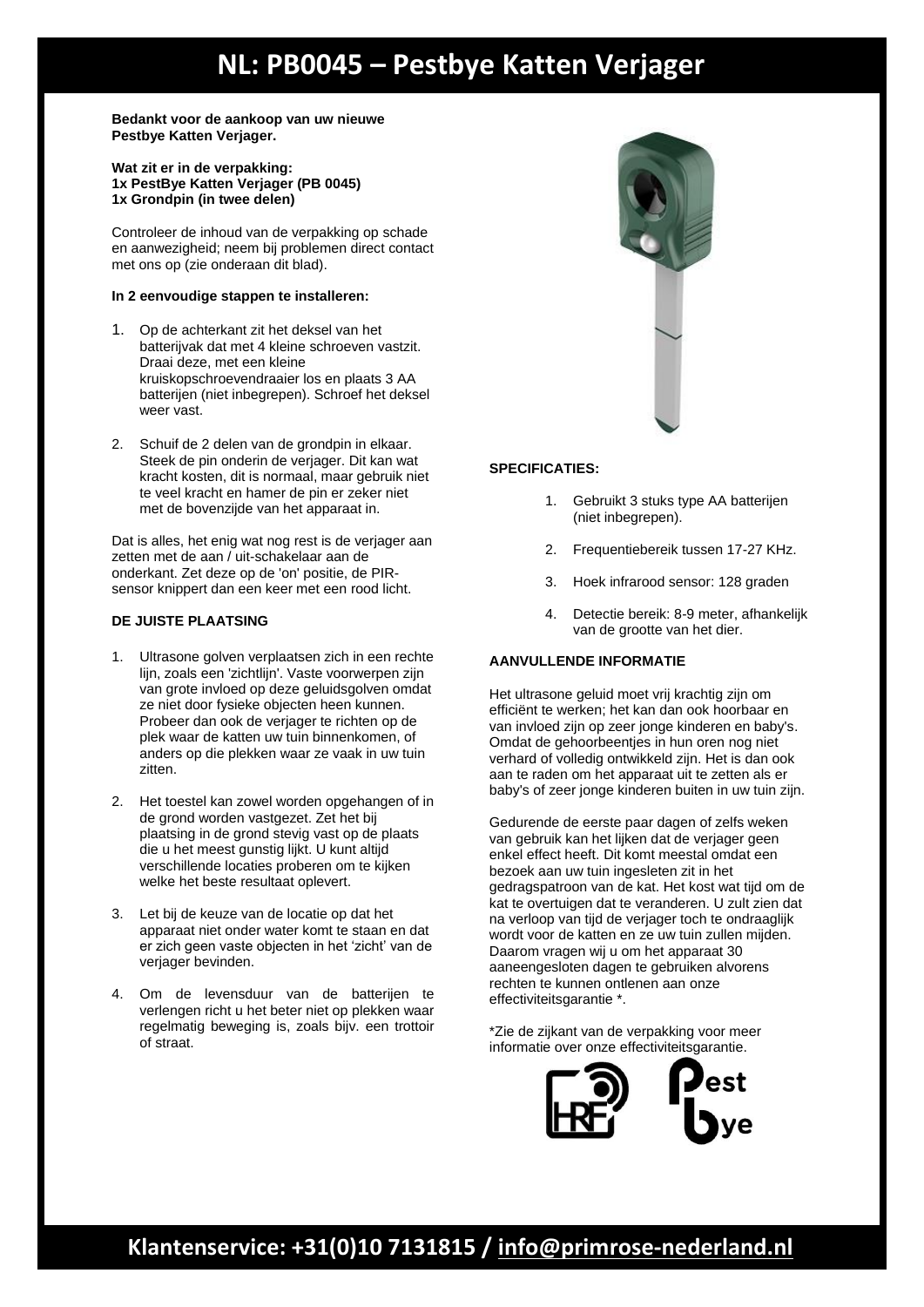# NL: PB0045 – Pestbye Katten Verjager

**Bedankt voor de aankoop van uw nieuwe Pestbye Katten Verjager.**

**Wat zit er in de verpakking:**
**1x PestBye Katten Verjager (PB 0045)**
**1x Grondpin (in twee delen)**

Controleer de inhoud van de verpakking op schade en aanwezigheid; neem bij problemen direct contact met ons op (zie onderaan dit blad).

**In 2 eenvoudige stappen te installeren:**

1. Op de achterkant zit het deksel van het batterijvak dat met 4 kleine schroeven vastzit. Draai deze, met een kleine kruiskopschroevendraaier los en plaats 3 AA batterijen (niet inbegrepen). Schroef het deksel weer vast.
2. Schuif de 2 delen van de grondpin in elkaar. Steek de pin onderin de verjager. Dit kan wat kracht kosten, dit is normaal, maar gebruik niet te veel kracht en hamer de pin er zeker niet met de bovenzijde van het apparaat in.

Dat is alles, het enig wat nog rest is de verjager aan zetten met de aan / uit-schakelaar aan de onderkant. Zet deze op de 'on' positie, de PIR-sensor knippert dan een keer met een rood licht.

**DE JUISTE PLAATSING**

1. Ultrasone golven verplaatsen zich in een rechte lijn, zoals een 'zichtlijn'. Vaste voorwerpen zijn van grote invloed op deze geluidsgolven omdat ze niet door fysieke objecten heen kunnen. Probeer dan ook de verjager te richten op de plek waar de katten uw tuin binnenkomen, of anders op die plekken waar ze vaak in uw tuin zitten.
2. Het toestel kan zowel worden opgehangen of in de grond worden vastgezet. Zet het bij plaatsing in de grond stevig vast op de plaats die u het meest gunstig lijkt. U kunt altijd verschillende locaties proberen om te kijken welke het beste resultaat oplevert.
3. Let bij de keuze van de locatie op dat het apparaat niet onder water komt te staan en dat er zich geen vaste objecten in het 'zicht' van de verjager bevinden.
4. Om de levensduur van de batterijen te verlengen richt u het beter niet op plekken waar regelmatig beweging is, zoals bijv. een trottoir of straat.

**SPECIFICATIES:**

1. Gebruikt 3 stuks type AA batterijen (niet inbegrepen).
2. Frequentiebereik tussen 17-27 KHz.
3. Hoek infrarood sensor: 128 graden
4. Detectie bereik: 8-9 meter, afhankelijk van de grootte van het dier.

**AANVULLENDE INFORMATIE**

Het ultrasone geluid moet vrij krachtig zijn om efficiënt te werken; het kan dan ook hoorbaar en van invloed zijn op zeer jonge kinderen en baby's. Omdat de gehoorbeentjes in hun oren nog niet verhard of volledig ontwikkeld zijn. Het is dan ook aan te raden om het apparaat uit te zetten als er baby's of zeer jonge kinderen buiten in uw tuin zijn.

Gedurende de eerste paar dagen of zelfs weken van gebruik kan het lijken dat de verjager geen enkel effect heeft. Dit komt meestal omdat een bezoek aan uw tuin ingesleten zit in het gedragspatroon van de kat. Het kost wat tijd om de kat te overtuigen dat te veranderen. U zult zien dat na verloop van tijd de verjager toch te ondraaglijk wordt voor de katten en ze uw tuin zullen mijden. Daarom vragen wij u om het apparaat 30 aaneengesloten dagen te gebruiken alvorens rechten te kunnen ontlenen aan onze effectiviteitsgarantie *.

*Zie de zijkant van de verpakking voor meer informatie over onze effectiviteitsgarantie.

**Klantenservice: +31(0)10 7131815 / info@primrose-nederland.nl**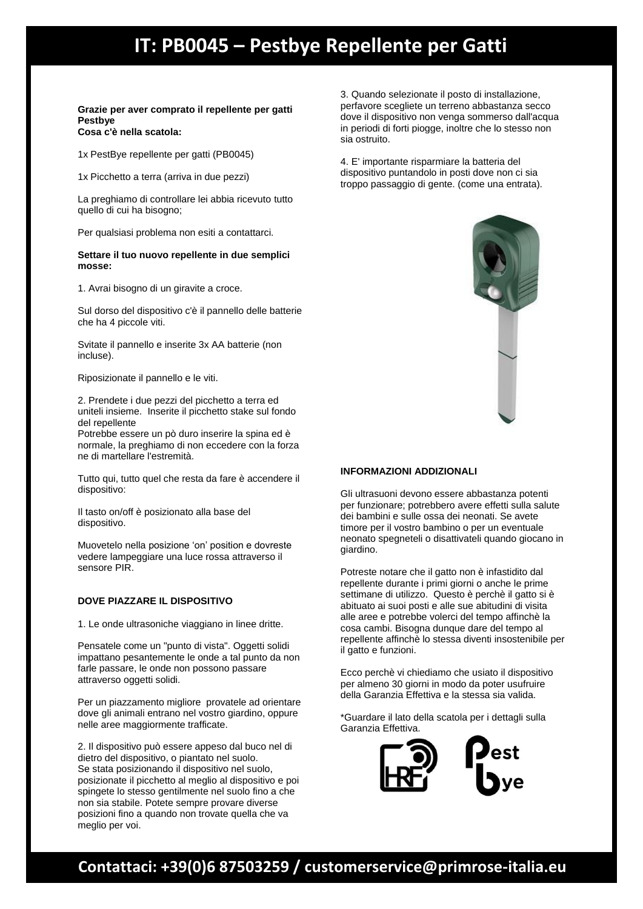# IT: PB0045 – Pestbye Repellente per Gatti

**Grazie per aver comprato il repellente per gatti Pestbye**
**Cosa c'è nella scatola:**

1x PestBye repellente per gatti (PB0045)

1x Picchetto a terra (arriva in due pezzi)

La preghiamo di controllare lei abbia ricevuto tutto quello di cui ha bisogno;

Per qualsiasi problema non esiti a contattarci.

**Settare il tuo nuovo repellente in due semplici mosse:**

1. Avrai bisogno di un giravite a croce.

Sul dorso del dispositivo c'è il pannello delle batterie che ha 4 piccole viti.

Svitate il pannello e inserite 3x AA batterie (non incluse).

Riposizionate il pannello e le viti.

2. Prendete i due pezzi del picchetto a terra ed uniteli insieme. Inserite il picchetto stake sul fondo del repellente
Potrebbe essere un pò duro inserire la spina ed è normale, la preghiamo di non eccedere con la forza ne di martellare l'estremità.

Tutto qui, tutto quel che resta da fare è accendere il dispositivo:

Il tasto on/off è posizionato alla base del dispositivo.

Muovetelo nella posizione 'on' position e dovreste vedere lampeggiare una luce rossa attraverso il sensore PIR.

**DOVE PIAZZARE IL DISPOSITIVO**

1. Le onde ultrasoniche viaggiano in linee dritte.

Pensatele come un "punto di vista". Oggetti solidi impattano pesantemente le onde a tal punto da non farle passare, le onde non possono passare attraverso oggetti solidi.

Per un piazzamento migliore provatele ad orientare dove gli animali entrano nel vostro giardino, oppure nelle aree maggiormente trafficate.

2. Il dispositivo può essere appeso dal buco nel di dietro del dispositivo, o piantato nel suolo.
Se stata posizionando il dispositivo nel suolo, posizionate il picchetto al meglio al dispositivo e poi spingete lo stesso gentilmente nel suolo fino a che non sia stabile. Potete sempre provare diverse posizioni fino a quando non trovate quella che va meglio per voi.

3. Quando selezionate il posto di installazione, perfavore scegliete un terreno abbastanza secco dove il dispositivo non venga sommerso dall'acqua in periodi di forti piogge, inoltre che lo stesso non sia ostruito.

4. E' importante risparmiare la batteria del dispositivo puntandolo in posti dove non ci sia troppo passaggio di gente. (come una entrata).

**INFORMAZIONI ADDIZIONALI**

Gli ultrasuoni devono essere abbastanza potenti per funzionare; potrebbero avere effetti sulla salute dei bambini e sulle ossa dei neonati. Se avete timore per il vostro bambino o per un eventuale neonato spegneteli o disattivateli quando giocano in giardino.

Potreste notare che il gatto non è infastidito dal repellente durante i primi giorni o anche le prime settimane di utilizzo. Questo è perchè il gatto si è abituato ai suoi posti e alle sue abitudini di visita alle aree e potrebbe volerci del tempo affinchè la cosa cambi. Bisogna dunque dare del tempo al repellente affinchè lo stessa diventi insostenibile per il gatto e funzioni.

Ecco perchè vi chiediamo che usiato il dispositivo per almeno 30 giorni in modo da poter usufruire della Garanzia Effettiva e la stessa sia valida.

*Guardare il lato della scatola per i dettagli sulla Garanzia Effettiva.

Contattaci: +39(0)6 87503259 / customerservice@primrose-italia.eu